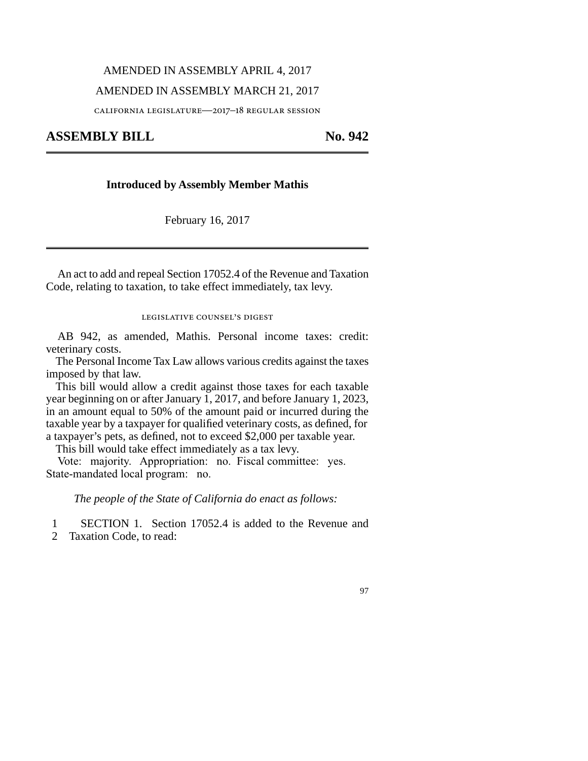AMENDED IN ASSEMBLY APRIL 4, 2017

AMENDED IN ASSEMBLY MARCH 21, 2017

CALIFORNIA LEGISLATURE—2017–18 REGULAR SESSION

# ASSEMBLY BILL No. 942

**Introduced by Assembly Member Mathis**

February 16, 2017

An act to add and repeal Section 17052.4 of the Revenue and Taxation Code, relating to taxation, to take effect immediately, tax levy.

LEGISLATIVE COUNSEL'S DIGEST

AB 942, as amended, Mathis. Personal income taxes: credit: veterinary costs.

The Personal Income Tax Law allows various credits against the taxes imposed by that law.

This bill would allow a credit against those taxes for each taxable year beginning on or after January 1, 2017, and before January 1, 2023, in an amount equal to 50% of the amount paid or incurred during the taxable year by a taxpayer for qualified veterinary costs, as defined, for a taxpayer's pets, as defined, not to exceed $2,000 per taxable year.

This bill would take effect immediately as a tax levy.

Vote: majority. Appropriation: no. Fiscal committee: yes. State-mandated local program: no.

*The people of the State of California do enact as follows:*

1 SECTION 1. Section 17052.4 is added to the Revenue and
2 Taxation Code, to read: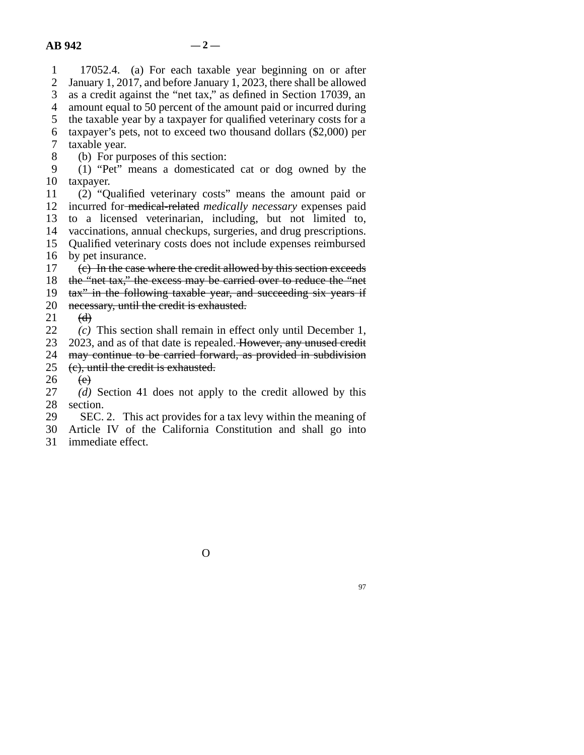17052.4. (a) For each taxable year beginning on or after January 1, 2017, and before January 1, 2023, there shall be allowed as a credit against the "net tax," as defined in Section 17039, an amount equal to 50 percent of the amount paid or incurred during the taxable year by a taxpayer for qualified veterinary costs for a taxpayer's pets, not to exceed two thousand dollars ($2,000) per taxable year.

(b) For purposes of this section:

(1) "Pet" means a domesticated cat or dog owned by the taxpayer.

(2) "Qualified veterinary costs" means the amount paid or incurred for ~~medical-related~~ *medically necessary* expenses paid to a licensed veterinarian, including, but not limited to, vaccinations, annual checkups, surgeries, and drug prescriptions. Qualified veterinary costs does not include expenses reimbursed by pet insurance.

~~(c) In the case where the credit allowed by this section exceeds the "net tax," the excess may be carried over to reduce the "net tax" in the following taxable year, and succeeding six years if necessary, until the credit is exhausted.~~

~~(d)~~

*(c)* This section shall remain in effect only until December 1, 2023, and as of that date is repealed. ~~However, any unused credit may continue to be carried forward, as provided in subdivision (c), until the credit is exhausted.~~

~~(e)~~

*(d)* Section 41 does not apply to the credit allowed by this section.

SEC. 2. This act provides for a tax levy within the meaning of Article IV of the California Constitution and shall go into immediate effect.